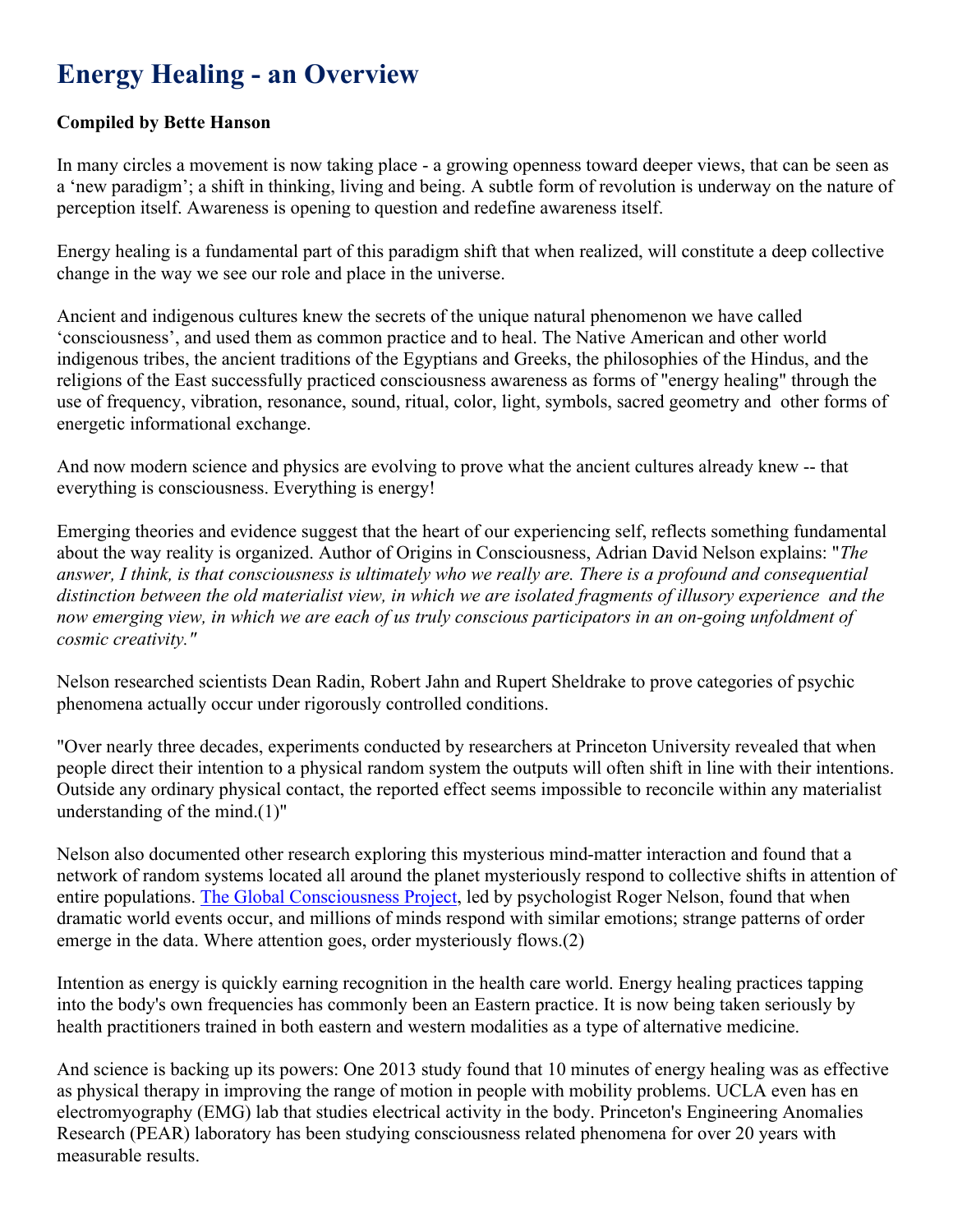# Energy Healing - an Overview

**Compiled by Bette Hanson**

In many circles a movement is now taking place - a growing openness toward deeper views, that can be seen as a 'new paradigm'; a shift in thinking, living and being. A subtle form of revolution is underway on the nature of perception itself. Awareness is opening to question and redefine awareness itself.

Energy healing is a fundamental part of this paradigm shift that when realized, will constitute a deep collective change in the way we see our role and place in the universe.

Ancient and indigenous cultures knew the secrets of the unique natural phenomenon we have called 'consciousness', and used them as common practice and to heal. The Native American and other world indigenous tribes, the ancient traditions of the Egyptians and Greeks, the philosophies of the Hindus, and the religions of the East successfully practiced consciousness awareness as forms of "energy healing" through the use of frequency, vibration, resonance, sound, ritual, color, light, symbols, sacred geometry and other forms of energetic informational exchange.

And now modern science and physics are evolving to prove what the ancient cultures already knew -- that everything is consciousness. Everything is energy!

Emerging theories and evidence suggest that the heart of our experiencing self, reflects something fundamental about the way reality is organized. Author of Origins in Consciousness, Adrian David Nelson explains: "*The answer, I think, is that consciousness is ultimately who we really are. There is a profound and consequential distinction between the old materialist view, in which we are isolated fragments of illusory experience and the now emerging view, in which we are each of us truly conscious participators in an on-going unfoldment of cosmic creativity."*

Nelson researched scientists Dean Radin, Robert Jahn and Rupert Sheldrake to prove categories of psychic phenomena actually occur under rigorously controlled conditions.

"Over nearly three decades, experiments conducted by researchers at Princeton University revealed that when people direct their intention to a physical random system the outputs will often shift in line with their intentions. Outside any ordinary physical contact, the reported effect seems impossible to reconcile within any materialist understanding of the mind.(1)"

Nelson also documented other research exploring this mysterious mind-matter interaction and found that a network of random systems located all around the planet mysteriously respond to collective shifts in attention of entire populations. The Global Consciousness Project, led by psychologist Roger Nelson, found that when dramatic world events occur, and millions of minds respond with similar emotions; strange patterns of order emerge in the data. Where attention goes, order mysteriously flows.(2)

Intention as energy is quickly earning recognition in the health care world. Energy healing practices tapping into the body's own frequencies has commonly been an Eastern practice. It is now being taken seriously by health practitioners trained in both eastern and western modalities as a type of alternative medicine.

And science is backing up its powers: One 2013 study found that 10 minutes of energy healing was as effective as physical therapy in improving the range of motion in people with mobility problems. UCLA even has en electromyography (EMG) lab that studies electrical activity in the body. Princeton's Engineering Anomalies Research (PEAR) laboratory has been studying consciousness related phenomena for over 20 years with measurable results.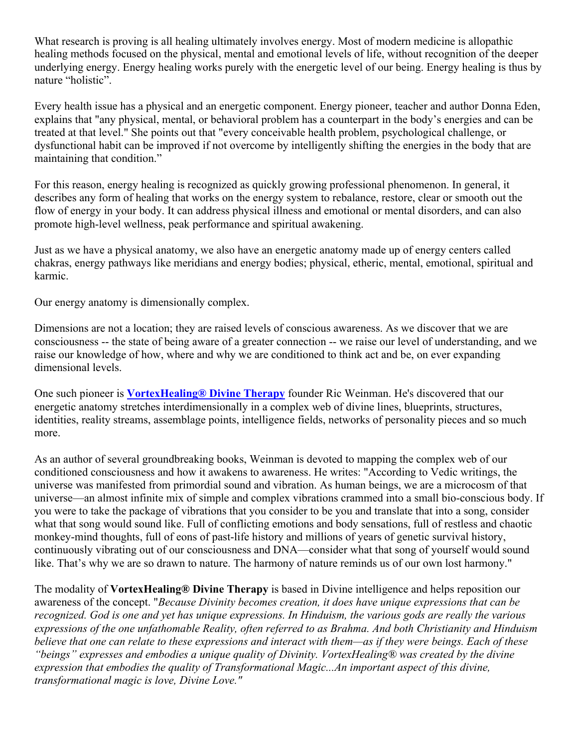What research is proving is all healing ultimately involves energy. Most of modern medicine is allopathic healing methods focused on the physical, mental and emotional levels of life, without recognition of the deeper underlying energy. Energy healing works purely with the energetic level of our being. Energy healing is thus by nature "holistic".

Every health issue has a physical and an energetic component. Energy pioneer, teacher and author Donna Eden, explains that "any physical, mental, or behavioral problem has a counterpart in the body's energies and can be treated at that level." She points out that "every conceivable health problem, psychological challenge, or dysfunctional habit can be improved if not overcome by intelligently shifting the energies in the body that are maintaining that condition."

For this reason, energy healing is recognized as quickly growing professional phenomenon. In general, it describes any form of healing that works on the energy system to rebalance, restore, clear or smooth out the flow of energy in your body. It can address physical illness and emotional or mental disorders, and can also promote high-level wellness, peak performance and spiritual awakening.

Just as we have a physical anatomy, we also have an energetic anatomy made up of energy centers called chakras, energy pathways like meridians and energy bodies; physical, etheric, mental, emotional, spiritual and karmic.

Our energy anatomy is dimensionally complex.

Dimensions are not a location; they are raised levels of conscious awareness. As we discover that we are consciousness -- the state of being aware of a greater connection -- we raise our level of understanding, and we raise our knowledge of how, where and why we are conditioned to think act and be, on ever expanding dimensional levels.

One such pioneer is **VortexHealing® Divine Therapy** founder Ric Weinman. He's discovered that our energetic anatomy stretches interdimensionally in a complex web of divine lines, blueprints, structures, identities, reality streams, assemblage points, intelligence fields, networks of personality pieces and so much more.

As an author of several groundbreaking books, Weinman is devoted to mapping the complex web of our conditioned consciousness and how it awakens to awareness. He writes: "According to Vedic writings, the universe was manifested from primordial sound and vibration. As human beings, we are a microcosm of that universe—an almost infinite mix of simple and complex vibrations crammed into a small bio-conscious body. If you were to take the package of vibrations that you consider to be you and translate that into a song, consider what that song would sound like. Full of conflicting emotions and body sensations, full of restless and chaotic monkey-mind thoughts, full of eons of past-life history and millions of years of genetic survival history, continuously vibrating out of our consciousness and DNA—consider what that song of yourself would sound like. That's why we are so drawn to nature. The harmony of nature reminds us of our own lost harmony."

The modality of **VortexHealing® Divine Therapy** is based in Divine intelligence and helps reposition our awareness of the concept. "*Because Divinity becomes creation, it does have unique expressions that can be recognized. God is one and yet has unique expressions. In Hinduism, the various gods are really the various expressions of the one unfathomable Reality, often referred to as Brahma. And both Christianity and Hinduism believe that one can relate to these expressions and interact with them—as if they were beings. Each of these "beings" expresses and embodies a unique quality of Divinity. VortexHealing® was created by the divine expression that embodies the quality of Transformational Magic...An important aspect of this divine, transformational magic is love, Divine Love."*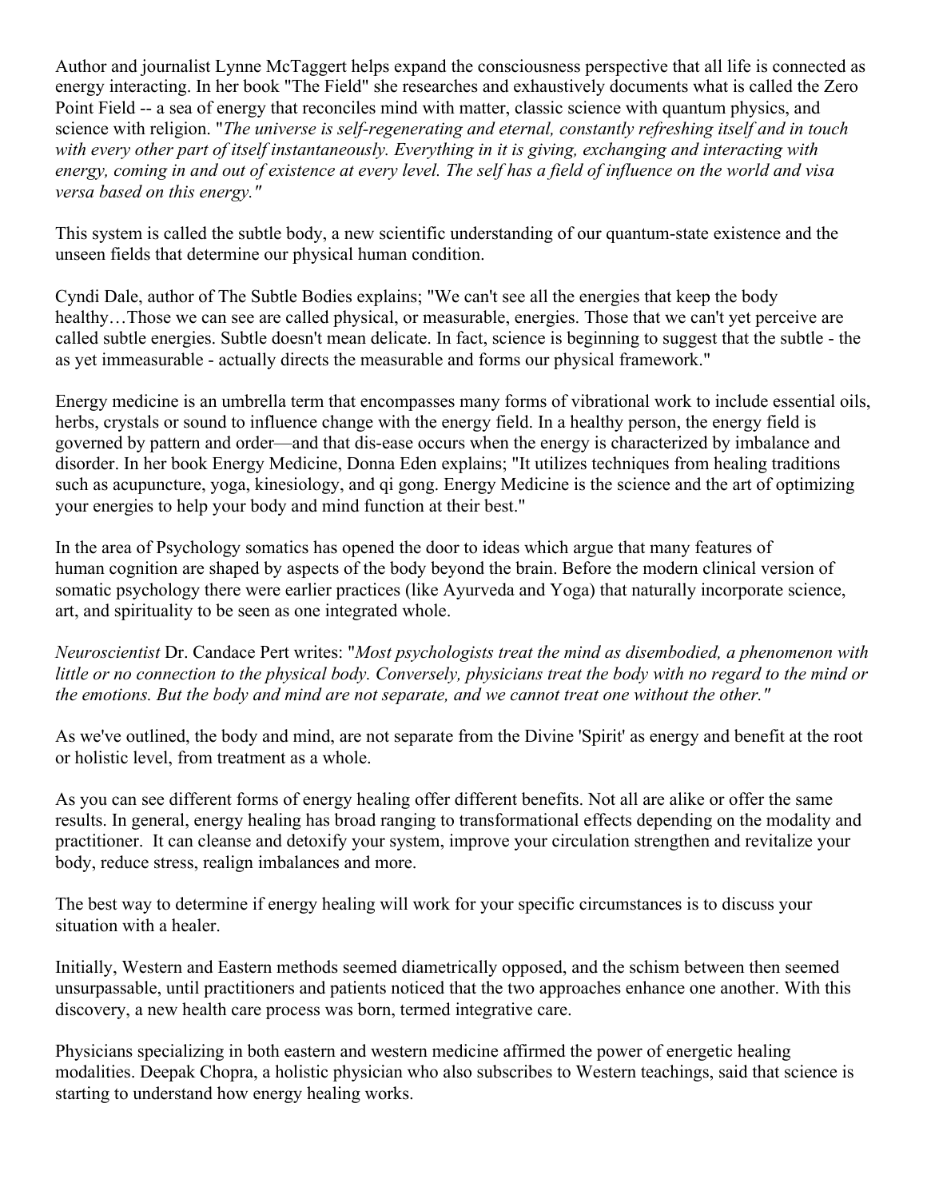Author and journalist Lynne McTaggert helps expand the consciousness perspective that all life is connected as energy interacting. In her book "The Field" she researches and exhaustively documents what is called the Zero Point Field -- a sea of energy that reconciles mind with matter, classic science with quantum physics, and science with religion. "*The universe is self-regenerating and eternal, constantly refreshing itself and in touch with every other part of itself instantaneously. Everything in it is giving, exchanging and interacting with energy, coming in and out of existence at every level. The self has a field of influence on the world and visa versa based on this energy."*

This system is called the subtle body, a new scientific understanding of our quantum-state existence and the unseen fields that determine our physical human condition.

Cyndi Dale, author of The Subtle Bodies explains; "We can't see all the energies that keep the body healthy…Those we can see are called physical, or measurable, energies. Those that we can't yet perceive are called subtle energies. Subtle doesn't mean delicate. In fact, science is beginning to suggest that the subtle - the as yet immeasurable - actually directs the measurable and forms our physical framework."

Energy medicine is an umbrella term that encompasses many forms of vibrational work to include essential oils, herbs, crystals or sound to influence change with the energy field. In a healthy person, the energy field is governed by pattern and order—and that dis-ease occurs when the energy is characterized by imbalance and disorder. In her book Energy Medicine, Donna Eden explains; "It utilizes techniques from healing traditions such as acupuncture, yoga, kinesiology, and qi gong. Energy Medicine is the science and the art of optimizing your energies to help your body and mind function at their best."

In the area of Psychology somatics has opened the door to ideas which argue that many features of human cognition are shaped by aspects of the body beyond the brain. Before the modern clinical version of somatic psychology there were earlier practices (like Ayurveda and Yoga) that naturally incorporate science, art, and spirituality to be seen as one integrated whole.

*Neuroscientist* Dr. Candace Pert writes: "*Most psychologists treat the mind as disembodied, a phenomenon with little or no connection to the physical body. Conversely, physicians treat the body with no regard to the mind or the emotions. But the body and mind are not separate, and we cannot treat one without the other."*

As we've outlined, the body and mind, are not separate from the Divine 'Spirit' as energy and benefit at the root or holistic level, from treatment as a whole.

As you can see different forms of energy healing offer different benefits. Not all are alike or offer the same results. In general, energy healing has broad ranging to transformational effects depending on the modality and practitioner. It can cleanse and detoxify your system, improve your circulation strengthen and revitalize your body, reduce stress, realign imbalances and more.

The best way to determine if energy healing will work for your specific circumstances is to discuss your situation with a healer.

Initially, Western and Eastern methods seemed diametrically opposed, and the schism between then seemed unsurpassable, until practitioners and patients noticed that the two approaches enhance one another. With this discovery, a new health care process was born, termed integrative care.

Physicians specializing in both eastern and western medicine affirmed the power of energetic healing modalities. Deepak Chopra, a holistic physician who also subscribes to Western teachings, said that science is starting to understand how energy healing works.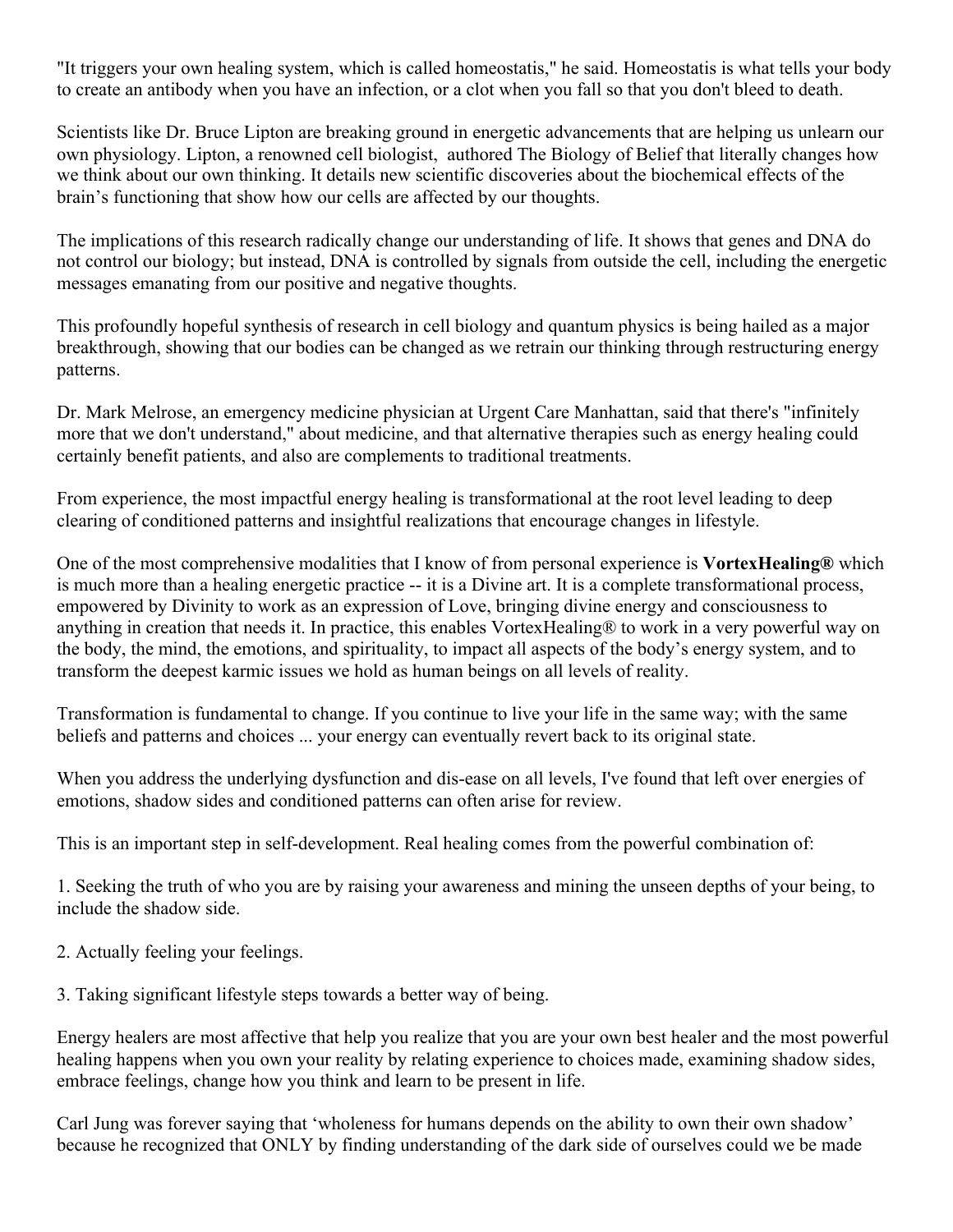"It triggers your own healing system, which is called homeostatis," he said. Homeostatis is what tells your body to create an antibody when you have an infection, or a clot when you fall so that you don't bleed to death.

Scientists like Dr. Bruce Lipton are breaking ground in energetic advancements that are helping us unlearn our own physiology. Lipton, a renowned cell biologist, authored The Biology of Belief that literally changes how we think about our own thinking. It details new scientific discoveries about the biochemical effects of the brain's functioning that show how our cells are affected by our thoughts.

The implications of this research radically change our understanding of life. It shows that genes and DNA do not control our biology; but instead, DNA is controlled by signals from outside the cell, including the energetic messages emanating from our positive and negative thoughts.

This profoundly hopeful synthesis of research in cell biology and quantum physics is being hailed as a major breakthrough, showing that our bodies can be changed as we retrain our thinking through restructuring energy patterns.

Dr. Mark Melrose, an emergency medicine physician at Urgent Care Manhattan, said that there's "infinitely more that we don't understand," about medicine, and that alternative therapies such as energy healing could certainly benefit patients, and also are complements to traditional treatments.

From experience, the most impactful energy healing is transformational at the root level leading to deep clearing of conditioned patterns and insightful realizations that encourage changes in lifestyle.

One of the most comprehensive modalities that I know of from personal experience is **VortexHealing®** which is much more than a healing energetic practice -- it is a Divine art. It is a complete transformational process, empowered by Divinity to work as an expression of Love, bringing divine energy and consciousness to anything in creation that needs it. In practice, this enables VortexHealing® to work in a very powerful way on the body, the mind, the emotions, and spirituality, to impact all aspects of the body's energy system, and to transform the deepest karmic issues we hold as human beings on all levels of reality.

Transformation is fundamental to change. If you continue to live your life in the same way; with the same beliefs and patterns and choices ... your energy can eventually revert back to its original state.

When you address the underlying dysfunction and dis-ease on all levels, I've found that left over energies of emotions, shadow sides and conditioned patterns can often arise for review.

This is an important step in self-development. Real healing comes from the powerful combination of:

1. Seeking the truth of who you are by raising your awareness and mining the unseen depths of your being, to include the shadow side.

2. Actually feeling your feelings.

3. Taking significant lifestyle steps towards a better way of being.

Energy healers are most affective that help you realize that you are your own best healer and the most powerful healing happens when you own your reality by relating experience to choices made, examining shadow sides, embrace feelings, change how you think and learn to be present in life.

Carl Jung was forever saying that 'wholeness for humans depends on the ability to own their own shadow' because he recognized that ONLY by finding understanding of the dark side of ourselves could we be made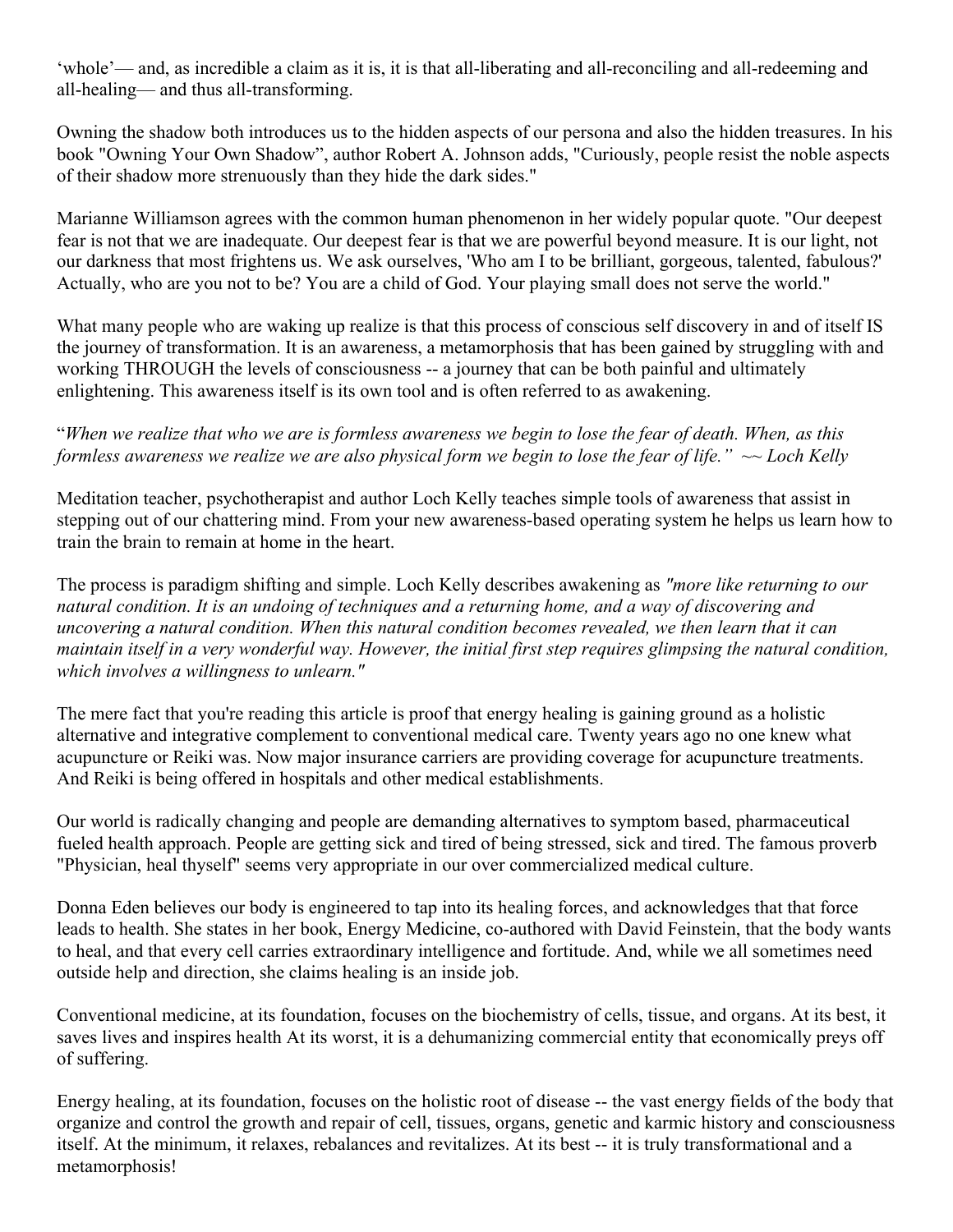'whole'— and, as incredible a claim as it is, it is that all-liberating and all-reconciling and all-redeeming and all-healing— and thus all-transforming.

Owning the shadow both introduces us to the hidden aspects of our persona and also the hidden treasures. In his book "Owning Your Own Shadow", author Robert A. Johnson adds, "Curiously, people resist the noble aspects of their shadow more strenuously than they hide the dark sides."

Marianne Williamson agrees with the common human phenomenon in her widely popular quote. "Our deepest fear is not that we are inadequate. Our deepest fear is that we are powerful beyond measure. It is our light, not our darkness that most frightens us. We ask ourselves, 'Who am I to be brilliant, gorgeous, talented, fabulous?' Actually, who are you not to be? You are a child of God. Your playing small does not serve the world."

What many people who are waking up realize is that this process of conscious self discovery in and of itself IS the journey of transformation. It is an awareness, a metamorphosis that has been gained by struggling with and working THROUGH the levels of consciousness -- a journey that can be both painful and ultimately enlightening. This awareness itself is its own tool and is often referred to as awakening.

"*When we realize that who we are is formless awareness we begin to lose the fear of death. When, as this formless awareness we realize we are also physical form we begin to lose the fear of life." ~~ Loch Kelly*

Meditation teacher, psychotherapist and author Loch Kelly teaches simple tools of awareness that assist in stepping out of our chattering mind. From your new awareness-based operating system he helps us learn how to train the brain to remain at home in the heart.

The process is paradigm shifting and simple. Loch Kelly describes awakening as *"more like returning to our natural condition. It is an undoing of techniques and a returning home, and a way of discovering and uncovering a natural condition. When this natural condition becomes revealed, we then learn that it can maintain itself in a very wonderful way. However, the initial first step requires glimpsing the natural condition, which involves a willingness to unlearn."*

The mere fact that you're reading this article is proof that energy healing is gaining ground as a holistic alternative and integrative complement to conventional medical care. Twenty years ago no one knew what acupuncture or Reiki was. Now major insurance carriers are providing coverage for acupuncture treatments. And Reiki is being offered in hospitals and other medical establishments.

Our world is radically changing and people are demanding alternatives to symptom based, pharmaceutical fueled health approach. People are getting sick and tired of being stressed, sick and tired. The famous proverb "Physician, heal thyself" seems very appropriate in our over commercialized medical culture.

Donna Eden believes our body is engineered to tap into its healing forces, and acknowledges that that force leads to health. She states in her book, Energy Medicine, co-authored with David Feinstein, that the body wants to heal, and that every cell carries extraordinary intelligence and fortitude. And, while we all sometimes need outside help and direction, she claims healing is an inside job.

Conventional medicine, at its foundation, focuses on the biochemistry of cells, tissue, and organs. At its best, it saves lives and inspires health At its worst, it is a dehumanizing commercial entity that economically preys off of suffering.

Energy healing, at its foundation, focuses on the holistic root of disease -- the vast energy fields of the body that organize and control the growth and repair of cell, tissues, organs, genetic and karmic history and consciousness itself. At the minimum, it relaxes, rebalances and revitalizes. At its best -- it is truly transformational and a metamorphosis!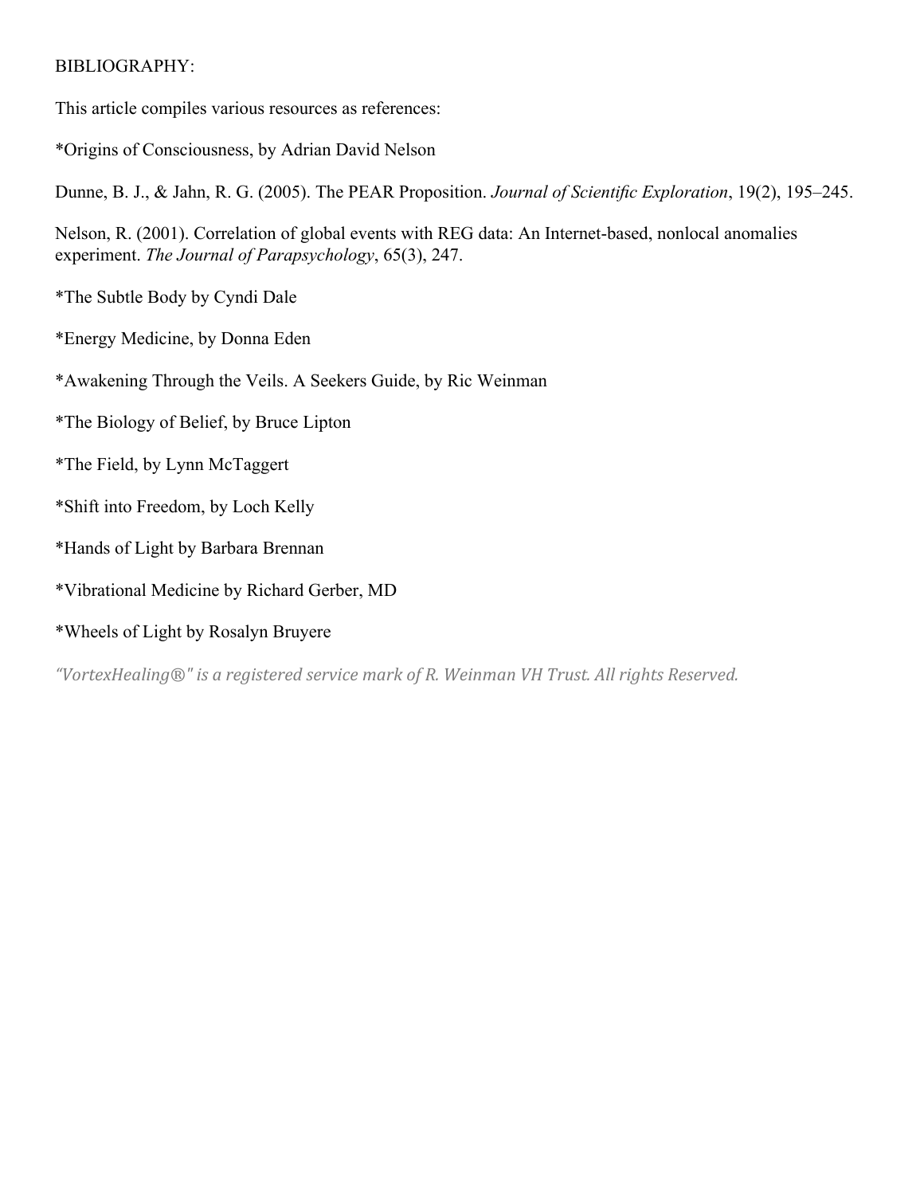BIBLIOGRAPHY:

This article compiles various resources as references:

*Origins of Consciousness, by Adrian David Nelson

Dunne, B. J., & Jahn, R. G. (2005). The PEAR Proposition. *Journal of Scientific Exploration*, 19(2), 195–245.

Nelson, R. (2001). Correlation of global events with REG data: An Internet-based, nonlocal anomalies experiment. *The Journal of Parapsychology*, 65(3), 247.

*The Subtle Body by Cyndi Dale

*Energy Medicine, by Donna Eden

*Awakening Through the Veils. A Seekers Guide, by Ric Weinman

*The Biology of Belief, by Bruce Lipton

*The Field, by Lynn McTaggert

*Shift into Freedom, by Loch Kelly

*Hands of Light by Barbara Brennan

*Vibrational Medicine by Richard Gerber, MD

*Wheels of Light by Rosalyn Bruyere

*"VortexHealing®" is a registered service mark of R. Weinman VH Trust. All rights Reserved.*